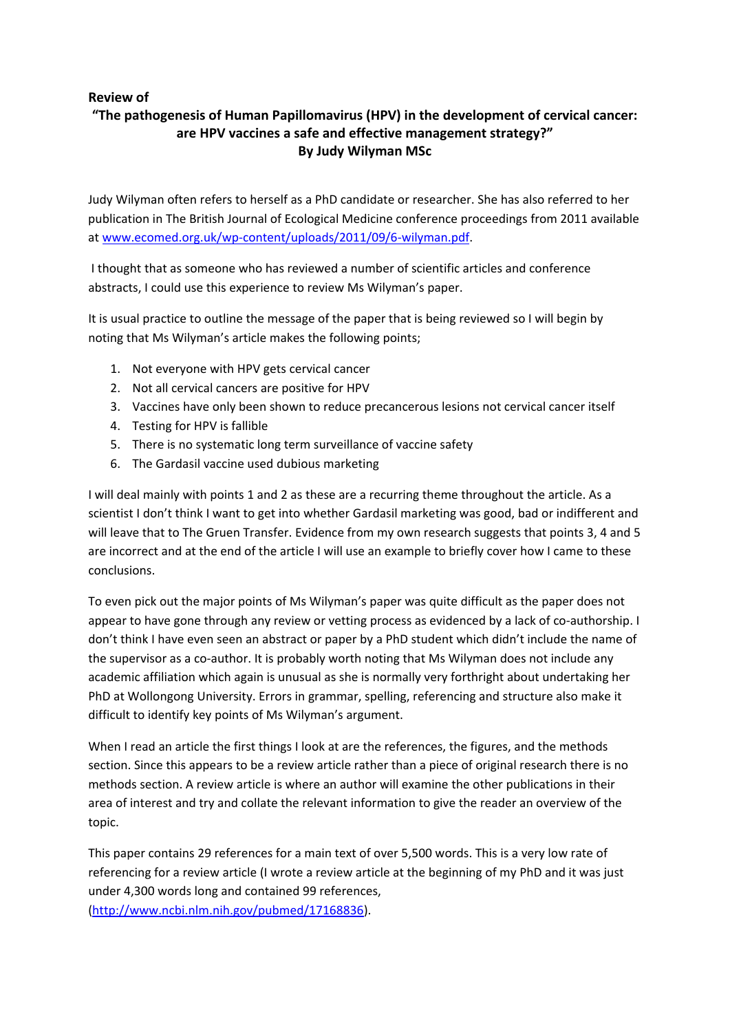**Review of**

**"The pathogenesis of Human Papillomavirus (HPV) in the development of cervical cancer: are HPV vaccines a safe and effective management strategy?"**

**By Judy Wilyman MSc**

Judy Wilyman often refers to herself as a PhD candidate or researcher. She has also referred to her publication in The British Journal of Ecological Medicine conference proceedings from 2011 available at www.ecomed.org.uk/wp-content/uploads/2011/09/6-wilyman.pdf.

I thought that as someone who has reviewed a number of scientific articles and conference abstracts, I could use this experience to review Ms Wilyman's paper.

It is usual practice to outline the message of the paper that is being reviewed so I will begin by noting that Ms Wilyman's article makes the following points;

1. Not everyone with HPV gets cervical cancer
2. Not all cervical cancers are positive for HPV
3. Vaccines have only been shown to reduce precancerous lesions not cervical cancer itself
4. Testing for HPV is fallible
5. There is no systematic long term surveillance of vaccine safety
6. The Gardasil vaccine used dubious marketing

I will deal mainly with points 1 and 2 as these are a recurring theme throughout the article. As a scientist I don't think I want to get into whether Gardasil marketing was good, bad or indifferent and will leave that to The Gruen Transfer. Evidence from my own research suggests that points 3, 4 and 5 are incorrect and at the end of the article I will use an example to briefly cover how I came to these conclusions.

To even pick out the major points of Ms Wilyman's paper was quite difficult as the paper does not appear to have gone through any review or vetting process as evidenced by a lack of co-authorship. I don't think I have even seen an abstract or paper by a PhD student which didn't include the name of the supervisor as a co-author. It is probably worth noting that Ms Wilyman does not include any academic affiliation which again is unusual as she is normally very forthright about undertaking her PhD at Wollongong University. Errors in grammar, spelling, referencing and structure also make it difficult to identify key points of Ms Wilyman's argument.

When I read an article the first things I look at are the references, the figures, and the methods section. Since this appears to be a review article rather than a piece of original research there is no methods section. A review article is where an author will examine the other publications in their area of interest and try and collate the relevant information to give the reader an overview of the topic.

This paper contains 29 references for a main text of over 5,500 words. This is a very low rate of referencing for a review article (I wrote a review article at the beginning of my PhD and it was just under 4,300 words long and contained 99 references, (http://www.ncbi.nlm.nih.gov/pubmed/17168836).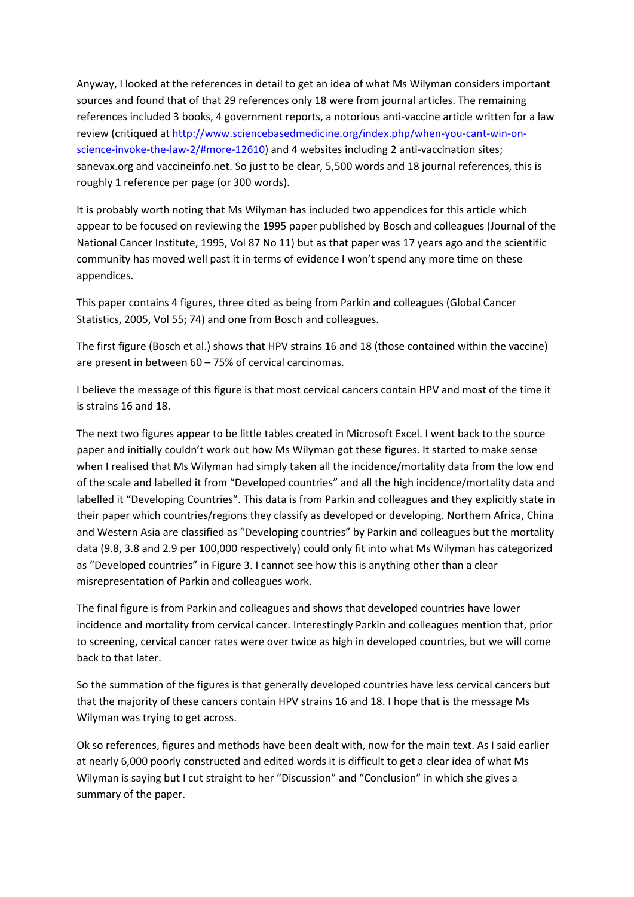Anyway, I looked at the references in detail to get an idea of what Ms Wilyman considers important sources and found that of that 29 references only 18 were from journal articles. The remaining references included 3 books, 4 government reports, a notorious anti-vaccine article written for a law review (critiqued at [http://www.sciencebasedmedicine.org/index.php/when-you-cant-win-on-science-invoke-the-law-2/#more-12610](http://www.sciencebasedmedicine.org/index.php/when-you-cant-win-on-science-invoke-the-law-2/#more-12610)) and 4 websites including 2 anti-vaccination sites; sanevax.org and vaccineinfo.net. So just to be clear, 5,500 words and 18 journal references, this is roughly 1 reference per page (or 300 words).

It is probably worth noting that Ms Wilyman has included two appendices for this article which appear to be focused on reviewing the 1995 paper published by Bosch and colleagues (Journal of the National Cancer Institute, 1995, Vol 87 No 11) but as that paper was 17 years ago and the scientific community has moved well past it in terms of evidence I won't spend any more time on these appendices.

This paper contains 4 figures, three cited as being from Parkin and colleagues (Global Cancer Statistics, 2005, Vol 55; 74) and one from Bosch and colleagues.

The first figure (Bosch et al.) shows that HPV strains 16 and 18 (those contained within the vaccine) are present in between 60 – 75% of cervical carcinomas.

I believe the message of this figure is that most cervical cancers contain HPV and most of the time it is strains 16 and 18.

The next two figures appear to be little tables created in Microsoft Excel. I went back to the source paper and initially couldn't work out how Ms Wilyman got these figures. It started to make sense when I realised that Ms Wilyman had simply taken all the incidence/mortality data from the low end of the scale and labelled it from "Developed countries" and all the high incidence/mortality data and labelled it "Developing Countries". This data is from Parkin and colleagues and they explicitly state in their paper which countries/regions they classify as developed or developing. Northern Africa, China and Western Asia are classified as "Developing countries" by Parkin and colleagues but the mortality data (9.8, 3.8 and 2.9 per 100,000 respectively) could only fit into what Ms Wilyman has categorized as "Developed countries" in Figure 3. I cannot see how this is anything other than a clear misrepresentation of Parkin and colleagues work.

The final figure is from Parkin and colleagues and shows that developed countries have lower incidence and mortality from cervical cancer. Interestingly Parkin and colleagues mention that, prior to screening, cervical cancer rates were over twice as high in developed countries, but we will come back to that later.

So the summation of the figures is that generally developed countries have less cervical cancers but that the majority of these cancers contain HPV strains 16 and 18. I hope that is the message Ms Wilyman was trying to get across.

Ok so references, figures and methods have been dealt with, now for the main text. As I said earlier at nearly 6,000 poorly constructed and edited words it is difficult to get a clear idea of what Ms Wilyman is saying but I cut straight to her "Discussion" and "Conclusion" in which she gives a summary of the paper.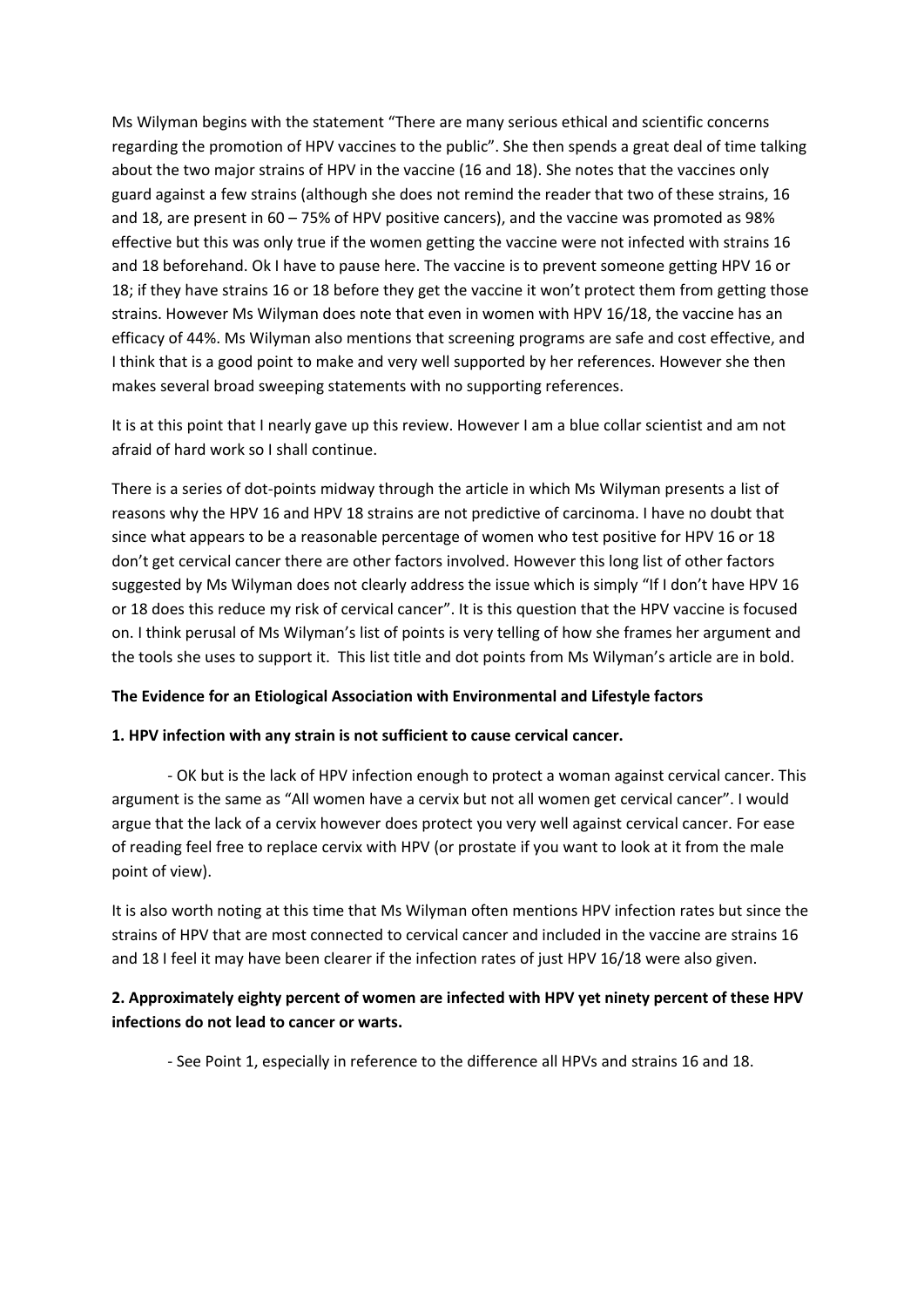Ms Wilyman begins with the statement "There are many serious ethical and scientific concerns regarding the promotion of HPV vaccines to the public". She then spends a great deal of time talking about the two major strains of HPV in the vaccine (16 and 18). She notes that the vaccines only guard against a few strains (although she does not remind the reader that two of these strains, 16 and 18, are present in 60 – 75% of HPV positive cancers), and the vaccine was promoted as 98% effective but this was only true if the women getting the vaccine were not infected with strains 16 and 18 beforehand. Ok I have to pause here. The vaccine is to prevent someone getting HPV 16 or 18; if they have strains 16 or 18 before they get the vaccine it won't protect them from getting those strains. However Ms Wilyman does note that even in women with HPV 16/18, the vaccine has an efficacy of 44%. Ms Wilyman also mentions that screening programs are safe and cost effective, and I think that is a good point to make and very well supported by her references. However she then makes several broad sweeping statements with no supporting references.

It is at this point that I nearly gave up this review. However I am a blue collar scientist and am not afraid of hard work so I shall continue.

There is a series of dot-points midway through the article in which Ms Wilyman presents a list of reasons why the HPV 16 and HPV 18 strains are not predictive of carcinoma. I have no doubt that since what appears to be a reasonable percentage of women who test positive for HPV 16 or 18 don't get cervical cancer there are other factors involved. However this long list of other factors suggested by Ms Wilyman does not clearly address the issue which is simply "If I don't have HPV 16 or 18 does this reduce my risk of cervical cancer". It is this question that the HPV vaccine is focused on. I think perusal of Ms Wilyman's list of points is very telling of how she frames her argument and the tools she uses to support it. This list title and dot points from Ms Wilyman's article are in bold.

**The Evidence for an Etiological Association with Environmental and Lifestyle factors**

**1. HPV infection with any strain is not sufficient to cause cervical cancer.**

- OK but is the lack of HPV infection enough to protect a woman against cervical cancer. This argument is the same as "All women have a cervix but not all women get cervical cancer". I would argue that the lack of a cervix however does protect you very well against cervical cancer. For ease of reading feel free to replace cervix with HPV (or prostate if you want to look at it from the male point of view).

It is also worth noting at this time that Ms Wilyman often mentions HPV infection rates but since the strains of HPV that are most connected to cervical cancer and included in the vaccine are strains 16 and 18 I feel it may have been clearer if the infection rates of just HPV 16/18 were also given.

**2. Approximately eighty percent of women are infected with HPV yet ninety percent of these HPV infections do not lead to cancer or warts.**

- See Point 1, especially in reference to the difference all HPVs and strains 16 and 18.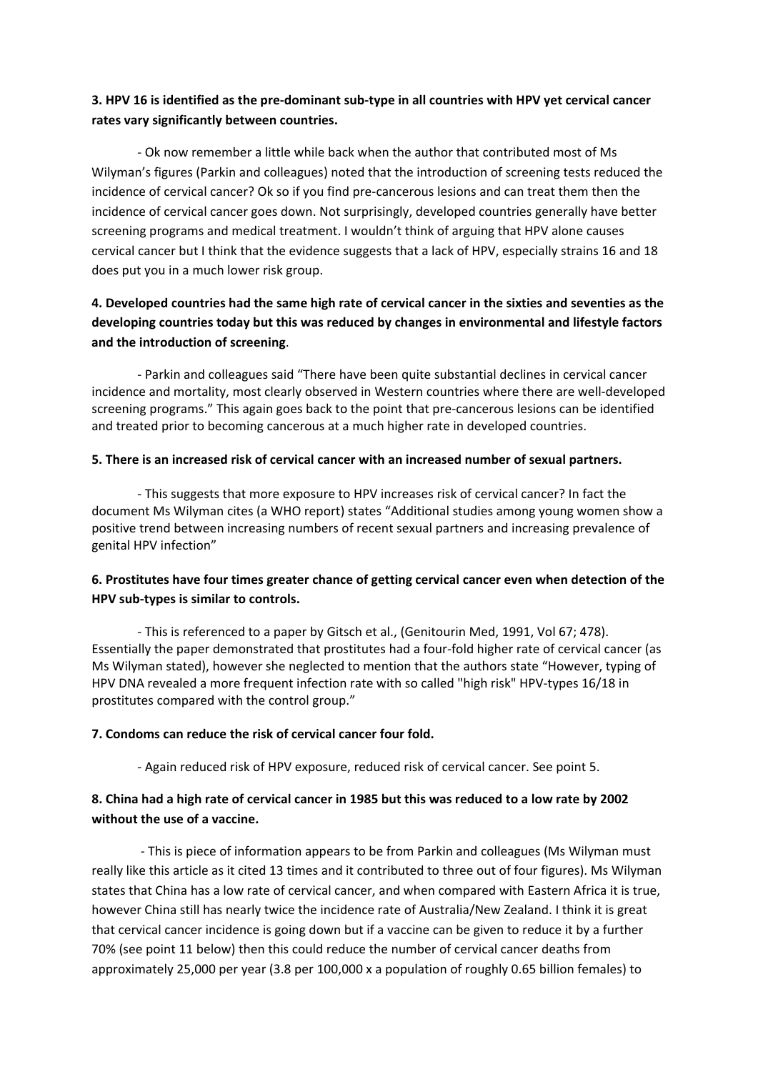**3. HPV 16 is identified as the pre-dominant sub-type in all countries with HPV yet cervical cancer rates vary significantly between countries.**

- Ok now remember a little while back when the author that contributed most of Ms Wilyman's figures (Parkin and colleagues) noted that the introduction of screening tests reduced the incidence of cervical cancer? Ok so if you find pre-cancerous lesions and can treat them then the incidence of cervical cancer goes down. Not surprisingly, developed countries generally have better screening programs and medical treatment. I wouldn't think of arguing that HPV alone causes cervical cancer but I think that the evidence suggests that a lack of HPV, especially strains 16 and 18 does put you in a much lower risk group.

**4. Developed countries had the same high rate of cervical cancer in the sixties and seventies as the developing countries today but this was reduced by changes in environmental and lifestyle factors and the introduction of screening.**

- Parkin and colleagues said "There have been quite substantial declines in cervical cancer incidence and mortality, most clearly observed in Western countries where there are well-developed screening programs." This again goes back to the point that pre-cancerous lesions can be identified and treated prior to becoming cancerous at a much higher rate in developed countries.

**5. There is an increased risk of cervical cancer with an increased number of sexual partners.**

- This suggests that more exposure to HPV increases risk of cervical cancer? In fact the document Ms Wilyman cites (a WHO report) states "Additional studies among young women show a positive trend between increasing numbers of recent sexual partners and increasing prevalence of genital HPV infection"

**6. Prostitutes have four times greater chance of getting cervical cancer even when detection of the HPV sub-types is similar to controls.**

- This is referenced to a paper by Gitsch et al., (Genitourin Med, 1991, Vol 67; 478). Essentially the paper demonstrated that prostitutes had a four-fold higher rate of cervical cancer (as Ms Wilyman stated), however she neglected to mention that the authors state "However, typing of HPV DNA revealed a more frequent infection rate with so called "high risk" HPV-types 16/18 in prostitutes compared with the control group."

**7. Condoms can reduce the risk of cervical cancer four fold.**

- Again reduced risk of HPV exposure, reduced risk of cervical cancer. See point 5.

**8. China had a high rate of cervical cancer in 1985 but this was reduced to a low rate by 2002 without the use of a vaccine.**

- This is piece of information appears to be from Parkin and colleagues (Ms Wilyman must really like this article as it cited 13 times and it contributed to three out of four figures). Ms Wilyman states that China has a low rate of cervical cancer, and when compared with Eastern Africa it is true, however China still has nearly twice the incidence rate of Australia/New Zealand. I think it is great that cervical cancer incidence is going down but if a vaccine can be given to reduce it by a further 70% (see point 11 below) then this could reduce the number of cervical cancer deaths from approximately 25,000 per year (3.8 per 100,000 x a population of roughly 0.65 billion females) to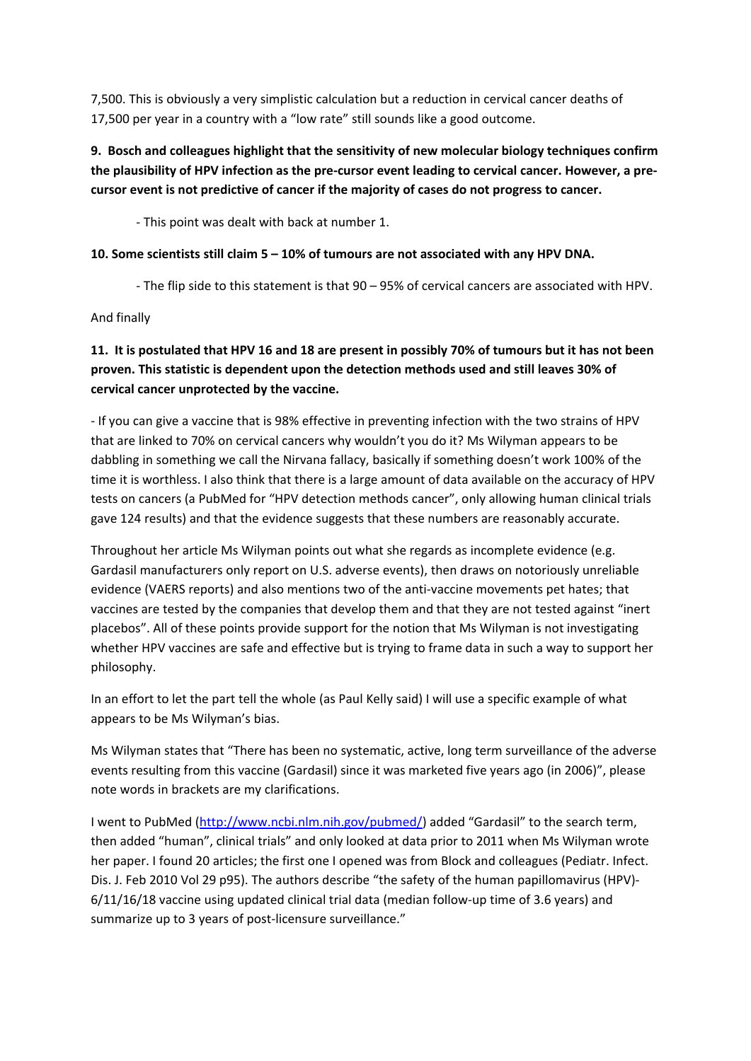7,500. This is obviously a very simplistic calculation but a reduction in cervical cancer deaths of 17,500 per year in a country with a "low rate" still sounds like a good outcome.

**9. Bosch and colleagues highlight that the sensitivity of new molecular biology techniques confirm the plausibility of HPV infection as the pre-cursor event leading to cervical cancer. However, a pre-cursor event is not predictive of cancer if the majority of cases do not progress to cancer.**

- This point was dealt with back at number 1.

**10. Some scientists still claim 5 – 10% of tumours are not associated with any HPV DNA.**

- The flip side to this statement is that 90 – 95% of cervical cancers are associated with HPV.

And finally

**11. It is postulated that HPV 16 and 18 are present in possibly 70% of tumours but it has not been proven. This statistic is dependent upon the detection methods used and still leaves 30% of cervical cancer unprotected by the vaccine.**

- If you can give a vaccine that is 98% effective in preventing infection with the two strains of HPV that are linked to 70% on cervical cancers why wouldn't you do it? Ms Wilyman appears to be dabbling in something we call the Nirvana fallacy, basically if something doesn't work 100% of the time it is worthless. I also think that there is a large amount of data available on the accuracy of HPV tests on cancers (a PubMed for "HPV detection methods cancer", only allowing human clinical trials gave 124 results) and that the evidence suggests that these numbers are reasonably accurate.

Throughout her article Ms Wilyman points out what she regards as incomplete evidence (e.g. Gardasil manufacturers only report on U.S. adverse events), then draws on notoriously unreliable evidence (VAERS reports) and also mentions two of the anti-vaccine movements pet hates; that vaccines are tested by the companies that develop them and that they are not tested against "inert placebos". All of these points provide support for the notion that Ms Wilyman is not investigating whether HPV vaccines are safe and effective but is trying to frame data in such a way to support her philosophy.

In an effort to let the part tell the whole (as Paul Kelly said) I will use a specific example of what appears to be Ms Wilyman's bias.

Ms Wilyman states that "There has been no systematic, active, long term surveillance of the adverse events resulting from this vaccine (Gardasil) since it was marketed five years ago (in 2006)", please note words in brackets are my clarifications.

I went to PubMed (http://www.ncbi.nlm.nih.gov/pubmed/) added "Gardasil" to the search term, then added "human", clinical trials" and only looked at data prior to 2011 when Ms Wilyman wrote her paper. I found 20 articles; the first one I opened was from Block and colleagues (Pediatr. Infect. Dis. J. Feb 2010 Vol 29 p95). The authors describe "the safety of the human papillomavirus (HPV)-6/11/16/18 vaccine using updated clinical trial data (median follow-up time of 3.6 years) and summarize up to 3 years of post-licensure surveillance."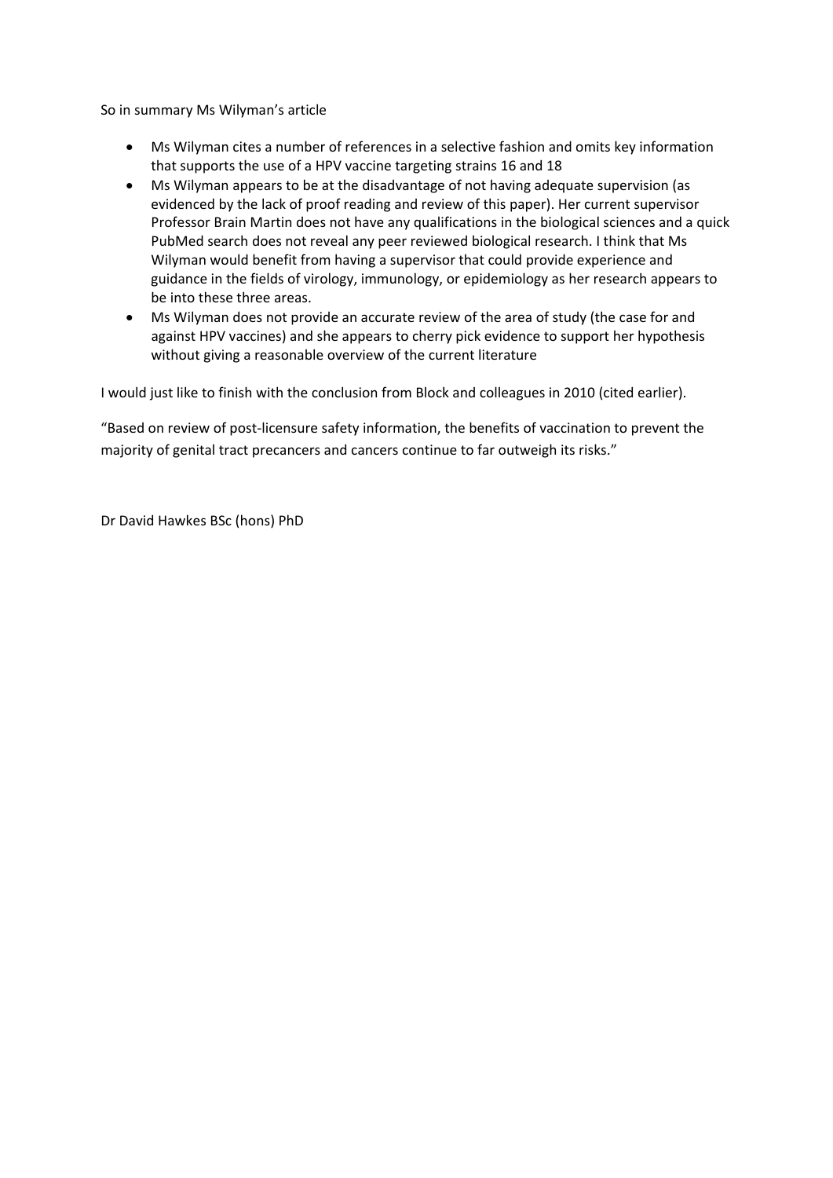So in summary Ms Wilyman's article

- Ms Wilyman cites a number of references in a selective fashion and omits key information that supports the use of a HPV vaccine targeting strains 16 and 18
- Ms Wilyman appears to be at the disadvantage of not having adequate supervision (as evidenced by the lack of proof reading and review of this paper). Her current supervisor Professor Brain Martin does not have any qualifications in the biological sciences and a quick PubMed search does not reveal any peer reviewed biological research. I think that Ms Wilyman would benefit from having a supervisor that could provide experience and guidance in the fields of virology, immunology, or epidemiology as her research appears to be into these three areas.
- Ms Wilyman does not provide an accurate review of the area of study (the case for and against HPV vaccines) and she appears to cherry pick evidence to support her hypothesis without giving a reasonable overview of the current literature

I would just like to finish with the conclusion from Block and colleagues in 2010 (cited earlier).

"Based on review of post-licensure safety information, the benefits of vaccination to prevent the majority of genital tract precancers and cancers continue to far outweigh its risks."

Dr David Hawkes BSc (hons) PhD